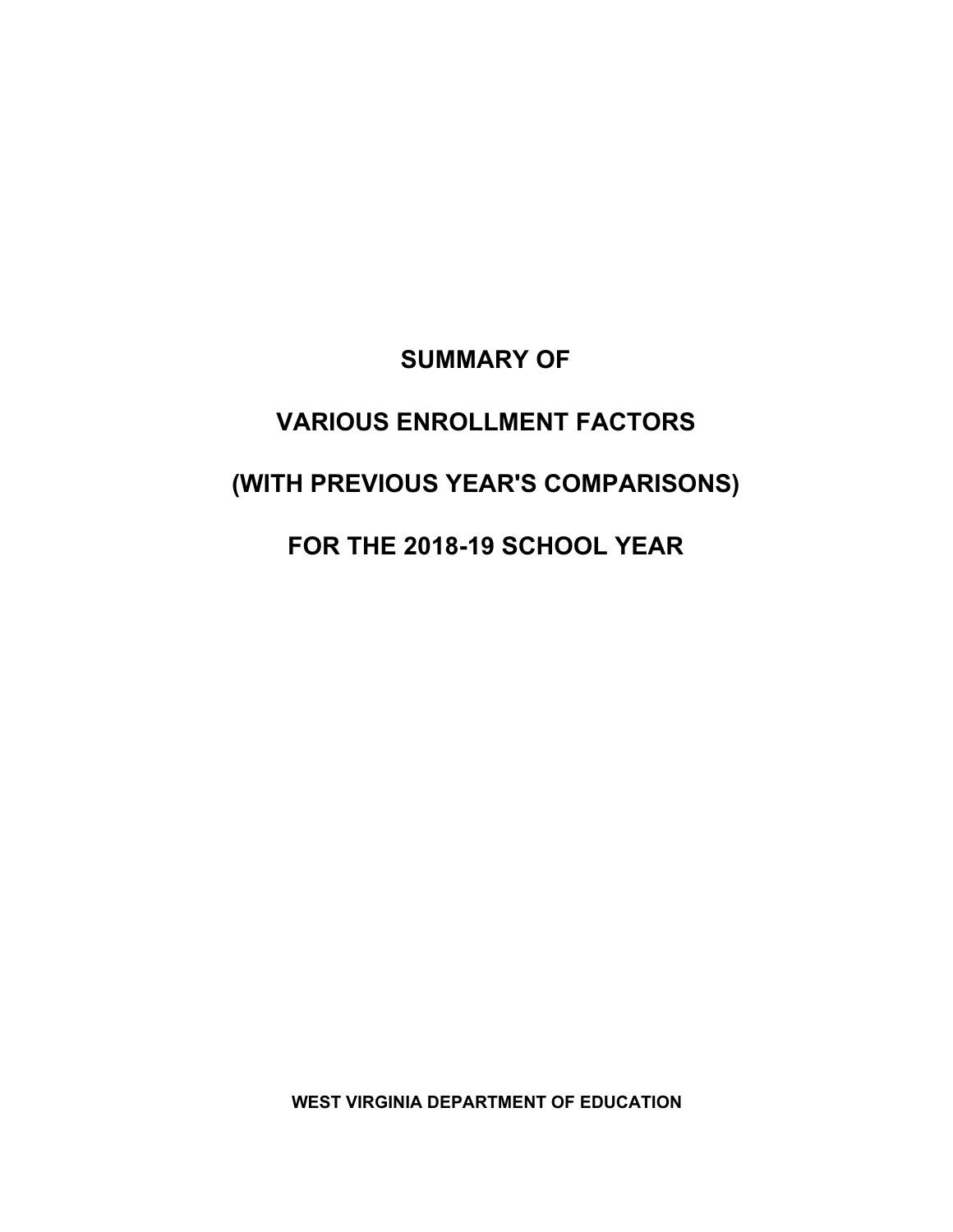# SUMMARY OF

# VARIOUS ENROLLMENT FACTORS

# (WITH PREVIOUS YEAR'S COMPARISONS)

# FOR THE 2018-19 SCHOOL YEAR

**WEST VIRGINIA DEPARTMENT OF EDUCATION**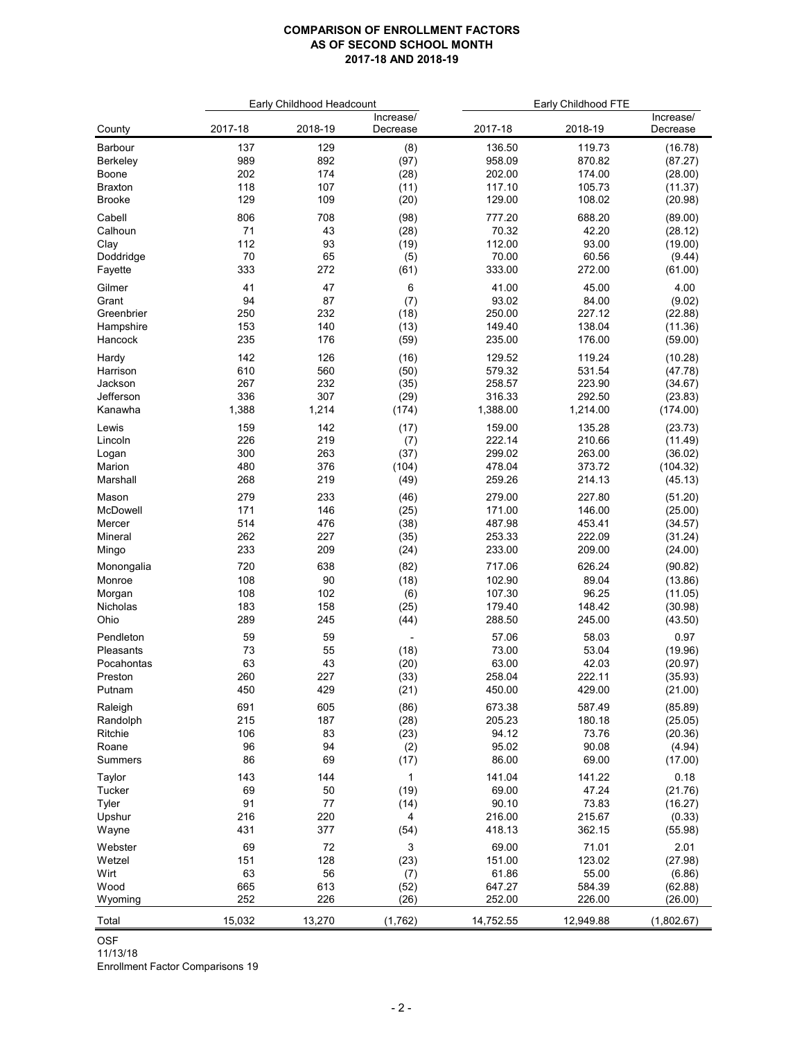**COMPARISON OF ENROLLMENT FACTORS**
**AS OF SECOND SCHOOL MONTH**
**2017-18 AND 2018-19**

| | Early Childhood Headcount | | | Early Childhood FTE | | |
|---|---|---|---|---|---|---|
| County | 2017-18 | 2018-19 | Increase/ Decrease | 2017-18 | 2018-19 | Increase/ Decrease |
| Barbour | 137 | 129 | (8) | 136.50 | 119.73 | (16.78) |
| Berkeley | 989 | 892 | (97) | 958.09 | 870.82 | (87.27) |
| Boone | 202 | 174 | (28) | 202.00 | 174.00 | (28.00) |
| Braxton | 118 | 107 | (11) | 117.10 | 105.73 | (11.37) |
| Brooke | 129 | 109 | (20) | 129.00 | 108.02 | (20.98) |
| Cabell | 806 | 708 | (98) | 777.20 | 688.20 | (89.00) |
| Calhoun | 71 | 43 | (28) | 70.32 | 42.20 | (28.12) |
| Clay | 112 | 93 | (19) | 112.00 | 93.00 | (19.00) |
| Doddridge | 70 | 65 | (5) | 70.00 | 60.56 | (9.44) |
| Fayette | 333 | 272 | (61) | 333.00 | 272.00 | (61.00) |
| Gilmer | 41 | 47 | 6 | 41.00 | 45.00 | 4.00 |
| Grant | 94 | 87 | (7) | 93.02 | 84.00 | (9.02) |
| Greenbrier | 250 | 232 | (18) | 250.00 | 227.12 | (22.88) |
| Hampshire | 153 | 140 | (13) | 149.40 | 138.04 | (11.36) |
| Hancock | 235 | 176 | (59) | 235.00 | 176.00 | (59.00) |
| Hardy | 142 | 126 | (16) | 129.52 | 119.24 | (10.28) |
| Harrison | 610 | 560 | (50) | 579.32 | 531.54 | (47.78) |
| Jackson | 267 | 232 | (35) | 258.57 | 223.90 | (34.67) |
| Jefferson | 336 | 307 | (29) | 316.33 | 292.50 | (23.83) |
| Kanawha | 1,388 | 1,214 | (174) | 1,388.00 | 1,214.00 | (174.00) |
| Lewis | 159 | 142 | (17) | 159.00 | 135.28 | (23.73) |
| Lincoln | 226 | 219 | (7) | 222.14 | 210.66 | (11.49) |
| Logan | 300 | 263 | (37) | 299.02 | 263.00 | (36.02) |
| Marion | 480 | 376 | (104) | 478.04 | 373.72 | (104.32) |
| Marshall | 268 | 219 | (49) | 259.26 | 214.13 | (45.13) |
| Mason | 279 | 233 | (46) | 279.00 | 227.80 | (51.20) |
| McDowell | 171 | 146 | (25) | 171.00 | 146.00 | (25.00) |
| Mercer | 514 | 476 | (38) | 487.98 | 453.41 | (34.57) |
| Mineral | 262 | 227 | (35) | 253.33 | 222.09 | (31.24) |
| Mingo | 233 | 209 | (24) | 233.00 | 209.00 | (24.00) |
| Monongalia | 720 | 638 | (82) | 717.06 | 626.24 | (90.82) |
| Monroe | 108 | 90 | (18) | 102.90 | 89.04 | (13.86) |
| Morgan | 108 | 102 | (6) | 107.30 | 96.25 | (11.05) |
| Nicholas | 183 | 158 | (25) | 179.40 | 148.42 | (30.98) |
| Ohio | 289 | 245 | (44) | 288.50 | 245.00 | (43.50) |
| Pendleton | 59 | 59 | - | 57.06 | 58.03 | 0.97 |
| Pleasants | 73 | 55 | (18) | 73.00 | 53.04 | (19.96) |
| Pocahontas | 63 | 43 | (20) | 63.00 | 42.03 | (20.97) |
| Preston | 260 | 227 | (33) | 258.04 | 222.11 | (35.93) |
| Putnam | 450 | 429 | (21) | 450.00 | 429.00 | (21.00) |
| Raleigh | 691 | 605 | (86) | 673.38 | 587.49 | (85.89) |
| Randolph | 215 | 187 | (28) | 205.23 | 180.18 | (25.05) |
| Ritchie | 106 | 83 | (23) | 94.12 | 73.76 | (20.36) |
| Roane | 96 | 94 | (2) | 95.02 | 90.08 | (4.94) |
| Summers | 86 | 69 | (17) | 86.00 | 69.00 | (17.00) |
| Taylor | 143 | 144 | 1 | 141.04 | 141.22 | 0.18 |
| Tucker | 69 | 50 | (19) | 69.00 | 47.24 | (21.76) |
| Tyler | 91 | 77 | (14) | 90.10 | 73.83 | (16.27) |
| Upshur | 216 | 220 | 4 | 216.00 | 215.67 | (0.33) |
| Wayne | 431 | 377 | (54) | 418.13 | 362.15 | (55.98) |
| Webster | 69 | 72 | 3 | 69.00 | 71.01 | 2.01 |
| Wetzel | 151 | 128 | (23) | 151.00 | 123.02 | (27.98) |
| Wirt | 63 | 56 | (7) | 61.86 | 55.00 | (6.86) |
| Wood | 665 | 613 | (52) | 647.27 | 584.39 | (62.88) |
| Wyoming | 252 | 226 | (26) | 252.00 | 226.00 | (26.00) |
| Total | 15,032 | 13,270 | (1,762) | 14,752.55 | 12,949.88 | (1,802.67) |

OSF
11/13/18
Enrollment Factor Comparisons 19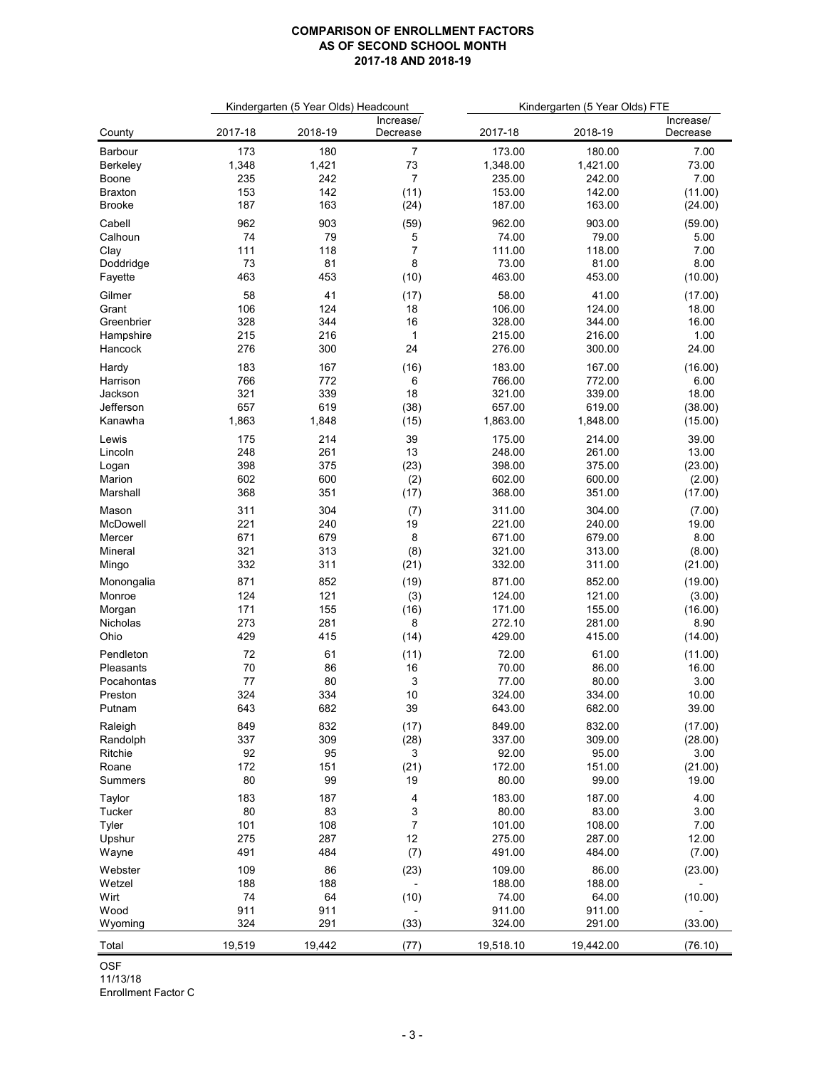**COMPARISON OF ENROLLMENT FACTORS**
**AS OF SECOND SCHOOL MONTH**
**2017-18 AND 2018-19**

| | Kindergarten (5 Year Olds) Headcount | | | Kindergarten (5 Year Olds) FTE | | |
|---|---|---|---|---|---|---|
| County | 2017-18 | 2018-19 | Increase/ Decrease | 2017-18 | 2018-19 | Increase/ Decrease |
| Barbour | 173 | 180 | 7 | 173.00 | 180.00 | 7.00 |
| Berkeley | 1,348 | 1,421 | 73 | 1,348.00 | 1,421.00 | 73.00 |
| Boone | 235 | 242 | 7 | 235.00 | 242.00 | 7.00 |
| Braxton | 153 | 142 | (11) | 153.00 | 142.00 | (11.00) |
| Brooke | 187 | 163 | (24) | 187.00 | 163.00 | (24.00) |
| Cabell | 962 | 903 | (59) | 962.00 | 903.00 | (59.00) |
| Calhoun | 74 | 79 | 5 | 74.00 | 79.00 | 5.00 |
| Clay | 111 | 118 | 7 | 111.00 | 118.00 | 7.00 |
| Doddridge | 73 | 81 | 8 | 73.00 | 81.00 | 8.00 |
| Fayette | 463 | 453 | (10) | 463.00 | 453.00 | (10.00) |
| Gilmer | 58 | 41 | (17) | 58.00 | 41.00 | (17.00) |
| Grant | 106 | 124 | 18 | 106.00 | 124.00 | 18.00 |
| Greenbrier | 328 | 344 | 16 | 328.00 | 344.00 | 16.00 |
| Hampshire | 215 | 216 | 1 | 215.00 | 216.00 | 1.00 |
| Hancock | 276 | 300 | 24 | 276.00 | 300.00 | 24.00 |
| Hardy | 183 | 167 | (16) | 183.00 | 167.00 | (16.00) |
| Harrison | 766 | 772 | 6 | 766.00 | 772.00 | 6.00 |
| Jackson | 321 | 339 | 18 | 321.00 | 339.00 | 18.00 |
| Jefferson | 657 | 619 | (38) | 657.00 | 619.00 | (38.00) |
| Kanawha | 1,863 | 1,848 | (15) | 1,863.00 | 1,848.00 | (15.00) |
| Lewis | 175 | 214 | 39 | 175.00 | 214.00 | 39.00 |
| Lincoln | 248 | 261 | 13 | 248.00 | 261.00 | 13.00 |
| Logan | 398 | 375 | (23) | 398.00 | 375.00 | (23.00) |
| Marion | 602 | 600 | (2) | 602.00 | 600.00 | (2.00) |
| Marshall | 368 | 351 | (17) | 368.00 | 351.00 | (17.00) |
| Mason | 311 | 304 | (7) | 311.00 | 304.00 | (7.00) |
| McDowell | 221 | 240 | 19 | 221.00 | 240.00 | 19.00 |
| Mercer | 671 | 679 | 8 | 671.00 | 679.00 | 8.00 |
| Mineral | 321 | 313 | (8) | 321.00 | 313.00 | (8.00) |
| Mingo | 332 | 311 | (21) | 332.00 | 311.00 | (21.00) |
| Monongalia | 871 | 852 | (19) | 871.00 | 852.00 | (19.00) |
| Monroe | 124 | 121 | (3) | 124.00 | 121.00 | (3.00) |
| Morgan | 171 | 155 | (16) | 171.00 | 155.00 | (16.00) |
| Nicholas | 273 | 281 | 8 | 272.10 | 281.00 | 8.90 |
| Ohio | 429 | 415 | (14) | 429.00 | 415.00 | (14.00) |
| Pendleton | 72 | 61 | (11) | 72.00 | 61.00 | (11.00) |
| Pleasants | 70 | 86 | 16 | 70.00 | 86.00 | 16.00 |
| Pocahontas | 77 | 80 | 3 | 77.00 | 80.00 | 3.00 |
| Preston | 324 | 334 | 10 | 324.00 | 334.00 | 10.00 |
| Putnam | 643 | 682 | 39 | 643.00 | 682.00 | 39.00 |
| Raleigh | 849 | 832 | (17) | 849.00 | 832.00 | (17.00) |
| Randolph | 337 | 309 | (28) | 337.00 | 309.00 | (28.00) |
| Ritchie | 92 | 95 | 3 | 92.00 | 95.00 | 3.00 |
| Roane | 172 | 151 | (21) | 172.00 | 151.00 | (21.00) |
| Summers | 80 | 99 | 19 | 80.00 | 99.00 | 19.00 |
| Taylor | 183 | 187 | 4 | 183.00 | 187.00 | 4.00 |
| Tucker | 80 | 83 | 3 | 80.00 | 83.00 | 3.00 |
| Tyler | 101 | 108 | 7 | 101.00 | 108.00 | 7.00 |
| Upshur | 275 | 287 | 12 | 275.00 | 287.00 | 12.00 |
| Wayne | 491 | 484 | (7) | 491.00 | 484.00 | (7.00) |
| Webster | 109 | 86 | (23) | 109.00 | 86.00 | (23.00) |
| Wetzel | 188 | 188 | - | 188.00 | 188.00 | - |
| Wirt | 74 | 64 | (10) | 74.00 | 64.00 | (10.00) |
| Wood | 911 | 911 | - | 911.00 | 911.00 | - |
| Wyoming | 324 | 291 | (33) | 324.00 | 291.00 | (33.00) |
| Total | 19,519 | 19,442 | (77) | 19,518.10 | 19,442.00 | (76.10) |

OSF
11/13/18
Enrollment Factor C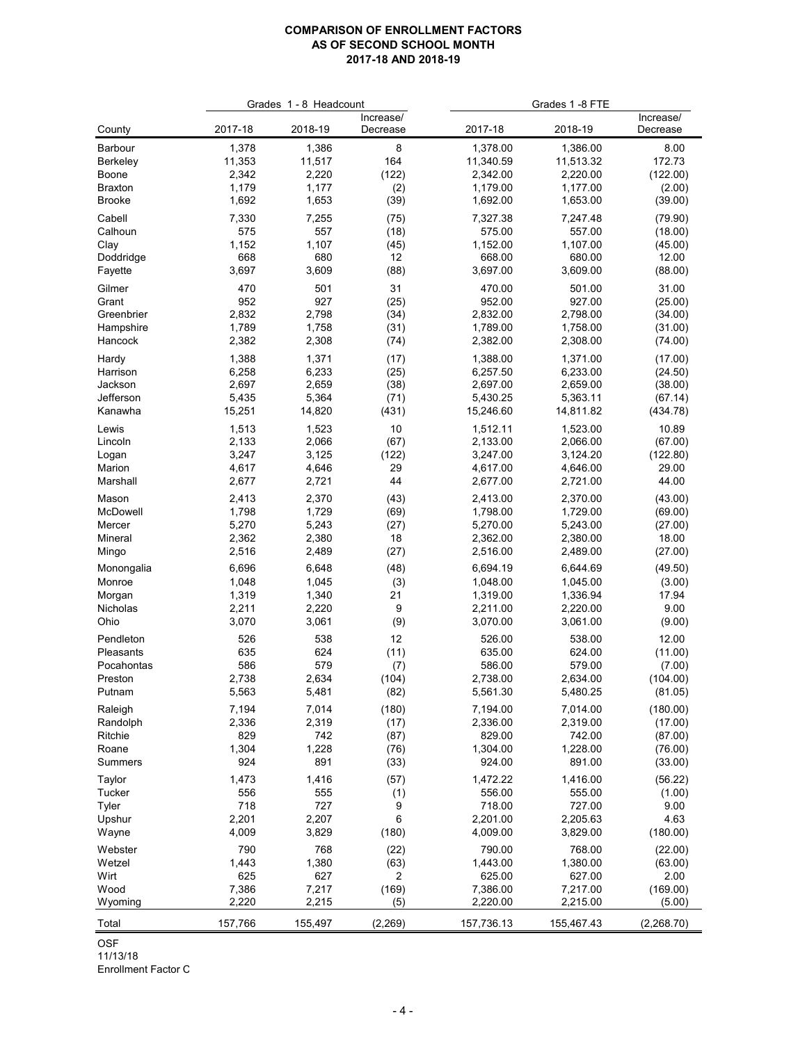**COMPARISON OF ENROLLMENT FACTORS**
**AS OF SECOND SCHOOL MONTH**
**2017-18 AND 2018-19**

| | Grades 1 - 8 Headcount | | | Grades 1 -8 FTE | | |
|---|---|---|---|---|---|---|
| County | 2017-18 | 2018-19 | Increase/ Decrease | 2017-18 | 2018-19 | Increase/ Decrease |
| Barbour | 1,378 | 1,386 | 8 | 1,378.00 | 1,386.00 | 8.00 |
| Berkeley | 11,353 | 11,517 | 164 | 11,340.59 | 11,513.32 | 172.73 |
| Boone | 2,342 | 2,220 | (122) | 2,342.00 | 2,220.00 | (122.00) |
| Braxton | 1,179 | 1,177 | (2) | 1,179.00 | 1,177.00 | (2.00) |
| Brooke | 1,692 | 1,653 | (39) | 1,692.00 | 1,653.00 | (39.00) |
| Cabell | 7,330 | 7,255 | (75) | 7,327.38 | 7,247.48 | (79.90) |
| Calhoun | 575 | 557 | (18) | 575.00 | 557.00 | (18.00) |
| Clay | 1,152 | 1,107 | (45) | 1,152.00 | 1,107.00 | (45.00) |
| Doddridge | 668 | 680 | 12 | 668.00 | 680.00 | 12.00 |
| Fayette | 3,697 | 3,609 | (88) | 3,697.00 | 3,609.00 | (88.00) |
| Gilmer | 470 | 501 | 31 | 470.00 | 501.00 | 31.00 |
| Grant | 952 | 927 | (25) | 952.00 | 927.00 | (25.00) |
| Greenbrier | 2,832 | 2,798 | (34) | 2,832.00 | 2,798.00 | (34.00) |
| Hampshire | 1,789 | 1,758 | (31) | 1,789.00 | 1,758.00 | (31.00) |
| Hancock | 2,382 | 2,308 | (74) | 2,382.00 | 2,308.00 | (74.00) |
| Hardy | 1,388 | 1,371 | (17) | 1,388.00 | 1,371.00 | (17.00) |
| Harrison | 6,258 | 6,233 | (25) | 6,257.50 | 6,233.00 | (24.50) |
| Jackson | 2,697 | 2,659 | (38) | 2,697.00 | 2,659.00 | (38.00) |
| Jefferson | 5,435 | 5,364 | (71) | 5,430.25 | 5,363.11 | (67.14) |
| Kanawha | 15,251 | 14,820 | (431) | 15,246.60 | 14,811.82 | (434.78) |
| Lewis | 1,513 | 1,523 | 10 | 1,512.11 | 1,523.00 | 10.89 |
| Lincoln | 2,133 | 2,066 | (67) | 2,133.00 | 2,066.00 | (67.00) |
| Logan | 3,247 | 3,125 | (122) | 3,247.00 | 3,124.20 | (122.80) |
| Marion | 4,617 | 4,646 | 29 | 4,617.00 | 4,646.00 | 29.00 |
| Marshall | 2,677 | 2,721 | 44 | 2,677.00 | 2,721.00 | 44.00 |
| Mason | 2,413 | 2,370 | (43) | 2,413.00 | 2,370.00 | (43.00) |
| McDowell | 1,798 | 1,729 | (69) | 1,798.00 | 1,729.00 | (69.00) |
| Mercer | 5,270 | 5,243 | (27) | 5,270.00 | 5,243.00 | (27.00) |
| Mineral | 2,362 | 2,380 | 18 | 2,362.00 | 2,380.00 | 18.00 |
| Mingo | 2,516 | 2,489 | (27) | 2,516.00 | 2,489.00 | (27.00) |
| Monongalia | 6,696 | 6,648 | (48) | 6,694.19 | 6,644.69 | (49.50) |
| Monroe | 1,048 | 1,045 | (3) | 1,048.00 | 1,045.00 | (3.00) |
| Morgan | 1,319 | 1,340 | 21 | 1,319.00 | 1,336.94 | 17.94 |
| Nicholas | 2,211 | 2,220 | 9 | 2,211.00 | 2,220.00 | 9.00 |
| Ohio | 3,070 | 3,061 | (9) | 3,070.00 | 3,061.00 | (9.00) |
| Pendleton | 526 | 538 | 12 | 526.00 | 538.00 | 12.00 |
| Pleasants | 635 | 624 | (11) | 635.00 | 624.00 | (11.00) |
| Pocahontas | 586 | 579 | (7) | 586.00 | 579.00 | (7.00) |
| Preston | 2,738 | 2,634 | (104) | 2,738.00 | 2,634.00 | (104.00) |
| Putnam | 5,563 | 5,481 | (82) | 5,561.30 | 5,480.25 | (81.05) |
| Raleigh | 7,194 | 7,014 | (180) | 7,194.00 | 7,014.00 | (180.00) |
| Randolph | 2,336 | 2,319 | (17) | 2,336.00 | 2,319.00 | (17.00) |
| Ritchie | 829 | 742 | (87) | 829.00 | 742.00 | (87.00) |
| Roane | 1,304 | 1,228 | (76) | 1,304.00 | 1,228.00 | (76.00) |
| Summers | 924 | 891 | (33) | 924.00 | 891.00 | (33.00) |
| Taylor | 1,473 | 1,416 | (57) | 1,472.22 | 1,416.00 | (56.22) |
| Tucker | 556 | 555 | (1) | 556.00 | 555.00 | (1.00) |
| Tyler | 718 | 727 | 9 | 718.00 | 727.00 | 9.00 |
| Upshur | 2,201 | 2,207 | 6 | 2,201.00 | 2,205.63 | 4.63 |
| Wayne | 4,009 | 3,829 | (180) | 4,009.00 | 3,829.00 | (180.00) |
| Webster | 790 | 768 | (22) | 790.00 | 768.00 | (22.00) |
| Wetzel | 1,443 | 1,380 | (63) | 1,443.00 | 1,380.00 | (63.00) |
| Wirt | 625 | 627 | 2 | 625.00 | 627.00 | 2.00 |
| Wood | 7,386 | 7,217 | (169) | 7,386.00 | 7,217.00 | (169.00) |
| Wyoming | 2,220 | 2,215 | (5) | 2,220.00 | 2,215.00 | (5.00) |
| Total | 157,766 | 155,497 | (2,269) | 157,736.13 | 155,467.43 | (2,268.70) |

OSF
11/13/18
Enrollment Factor C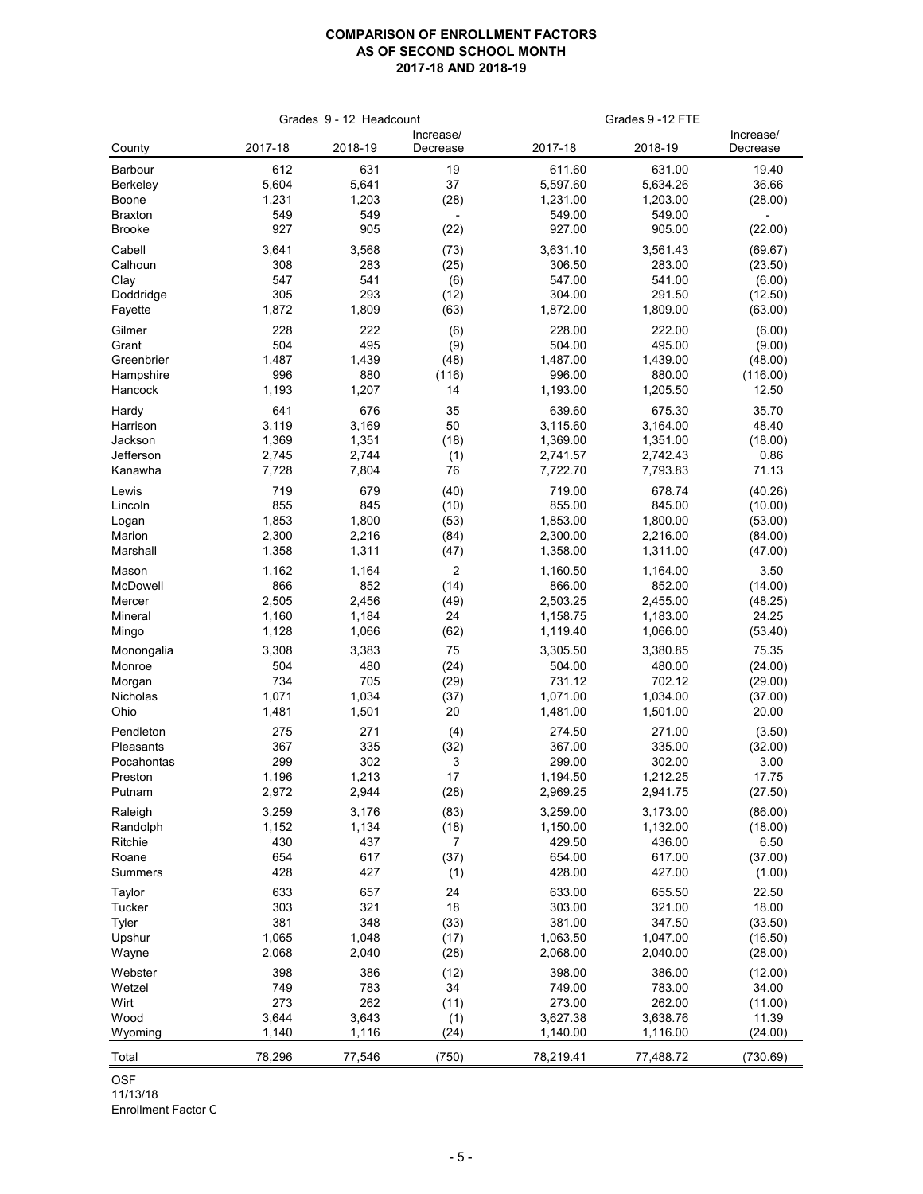**COMPARISON OF ENROLLMENT FACTORS**
**AS OF SECOND SCHOOL MONTH**
**2017-18 AND 2018-19**

| | Grades 9 - 12 Headcount | | | Grades 9 -12 FTE | | |
|---|---|---|---|---|---|---|
| County | 2017-18 | 2018-19 | Increase/ Decrease | 2017-18 | 2018-19 | Increase/ Decrease |
| Barbour | 612 | 631 | 19 | 611.60 | 631.00 | 19.40 |
| Berkeley | 5,604 | 5,641 | 37 | 5,597.60 | 5,634.26 | 36.66 |
| Boone | 1,231 | 1,203 | (28) | 1,231.00 | 1,203.00 | (28.00) |
| Braxton | 549 | 549 | - | 549.00 | 549.00 | - |
| Brooke | 927 | 905 | (22) | 927.00 | 905.00 | (22.00) |
| Cabell | 3,641 | 3,568 | (73) | 3,631.10 | 3,561.43 | (69.67) |
| Calhoun | 308 | 283 | (25) | 306.50 | 283.00 | (23.50) |
| Clay | 547 | 541 | (6) | 547.00 | 541.00 | (6.00) |
| Doddridge | 305 | 293 | (12) | 304.00 | 291.50 | (12.50) |
| Fayette | 1,872 | 1,809 | (63) | 1,872.00 | 1,809.00 | (63.00) |
| Gilmer | 228 | 222 | (6) | 228.00 | 222.00 | (6.00) |
| Grant | 504 | 495 | (9) | 504.00 | 495.00 | (9.00) |
| Greenbrier | 1,487 | 1,439 | (48) | 1,487.00 | 1,439.00 | (48.00) |
| Hampshire | 996 | 880 | (116) | 996.00 | 880.00 | (116.00) |
| Hancock | 1,193 | 1,207 | 14 | 1,193.00 | 1,205.50 | 12.50 |
| Hardy | 641 | 676 | 35 | 639.60 | 675.30 | 35.70 |
| Harrison | 3,119 | 3,169 | 50 | 3,115.60 | 3,164.00 | 48.40 |
| Jackson | 1,369 | 1,351 | (18) | 1,369.00 | 1,351.00 | (18.00) |
| Jefferson | 2,745 | 2,744 | (1) | 2,741.57 | 2,742.43 | 0.86 |
| Kanawha | 7,728 | 7,804 | 76 | 7,722.70 | 7,793.83 | 71.13 |
| Lewis | 719 | 679 | (40) | 719.00 | 678.74 | (40.26) |
| Lincoln | 855 | 845 | (10) | 855.00 | 845.00 | (10.00) |
| Logan | 1,853 | 1,800 | (53) | 1,853.00 | 1,800.00 | (53.00) |
| Marion | 2,300 | 2,216 | (84) | 2,300.00 | 2,216.00 | (84.00) |
| Marshall | 1,358 | 1,311 | (47) | 1,358.00 | 1,311.00 | (47.00) |
| Mason | 1,162 | 1,164 | 2 | 1,160.50 | 1,164.00 | 3.50 |
| McDowell | 866 | 852 | (14) | 866.00 | 852.00 | (14.00) |
| Mercer | 2,505 | 2,456 | (49) | 2,503.25 | 2,455.00 | (48.25) |
| Mineral | 1,160 | 1,184 | 24 | 1,158.75 | 1,183.00 | 24.25 |
| Mingo | 1,128 | 1,066 | (62) | 1,119.40 | 1,066.00 | (53.40) |
| Monongalia | 3,308 | 3,383 | 75 | 3,305.50 | 3,380.85 | 75.35 |
| Monroe | 504 | 480 | (24) | 504.00 | 480.00 | (24.00) |
| Morgan | 734 | 705 | (29) | 731.12 | 702.12 | (29.00) |
| Nicholas | 1,071 | 1,034 | (37) | 1,071.00 | 1,034.00 | (37.00) |
| Ohio | 1,481 | 1,501 | 20 | 1,481.00 | 1,501.00 | 20.00 |
| Pendleton | 275 | 271 | (4) | 274.50 | 271.00 | (3.50) |
| Pleasants | 367 | 335 | (32) | 367.00 | 335.00 | (32.00) |
| Pocahontas | 299 | 302 | 3 | 299.00 | 302.00 | 3.00 |
| Preston | 1,196 | 1,213 | 17 | 1,194.50 | 1,212.25 | 17.75 |
| Putnam | 2,972 | 2,944 | (28) | 2,969.25 | 2,941.75 | (27.50) |
| Raleigh | 3,259 | 3,176 | (83) | 3,259.00 | 3,173.00 | (86.00) |
| Randolph | 1,152 | 1,134 | (18) | 1,150.00 | 1,132.00 | (18.00) |
| Ritchie | 430 | 437 | 7 | 429.50 | 436.00 | 6.50 |
| Roane | 654 | 617 | (37) | 654.00 | 617.00 | (37.00) |
| Summers | 428 | 427 | (1) | 428.00 | 427.00 | (1.00) |
| Taylor | 633 | 657 | 24 | 633.00 | 655.50 | 22.50 |
| Tucker | 303 | 321 | 18 | 303.00 | 321.00 | 18.00 |
| Tyler | 381 | 348 | (33) | 381.00 | 347.50 | (33.50) |
| Upshur | 1,065 | 1,048 | (17) | 1,063.50 | 1,047.00 | (16.50) |
| Wayne | 2,068 | 2,040 | (28) | 2,068.00 | 2,040.00 | (28.00) |
| Webster | 398 | 386 | (12) | 398.00 | 386.00 | (12.00) |
| Wetzel | 749 | 783 | 34 | 749.00 | 783.00 | 34.00 |
| Wirt | 273 | 262 | (11) | 273.00 | 262.00 | (11.00) |
| Wood | 3,644 | 3,643 | (1) | 3,627.38 | 3,638.76 | 11.39 |
| Wyoming | 1,140 | 1,116 | (24) | 1,140.00 | 1,116.00 | (24.00) |
| Total | 78,296 | 77,546 | (750) | 78,219.41 | 77,488.72 | (730.69) |

OSF
11/13/18
Enrollment Factor C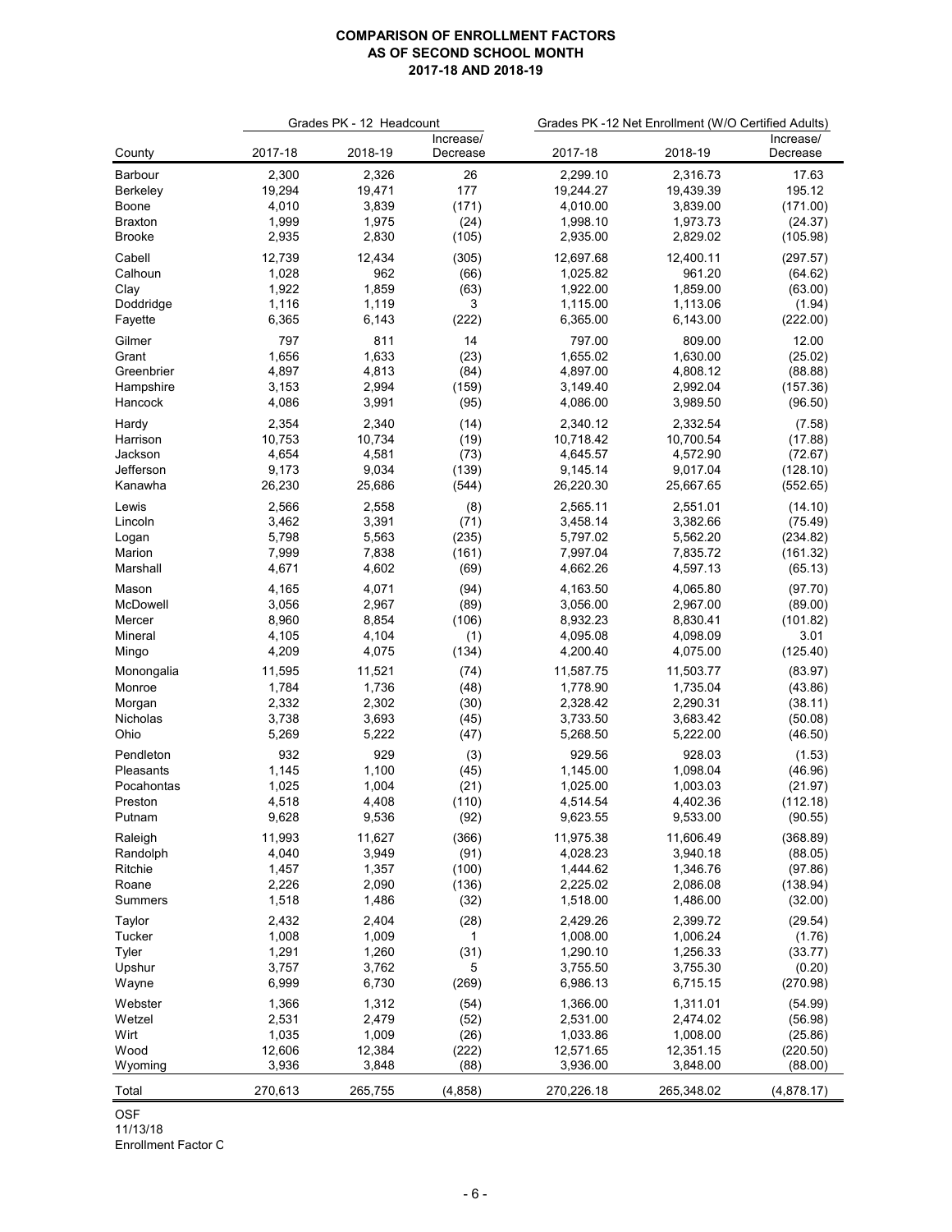**COMPARISON OF ENROLLMENT FACTORS**
**AS OF SECOND SCHOOL MONTH**
**2017-18 AND 2018-19**

| | Grades PK - 12 Headcount | | | Grades PK -12 Net Enrollment (W/O Certified Adults) | | |
|---|---|---|---|---|---|---|
| County | 2017-18 | 2018-19 | Increase/ Decrease | 2017-18 | 2018-19 | Increase/ Decrease |
| Barbour | 2,300 | 2,326 | 26 | 2,299.10 | 2,316.73 | 17.63 |
| Berkeley | 19,294 | 19,471 | 177 | 19,244.27 | 19,439.39 | 195.12 |
| Boone | 4,010 | 3,839 | (171) | 4,010.00 | 3,839.00 | (171.00) |
| Braxton | 1,999 | 1,975 | (24) | 1,998.10 | 1,973.73 | (24.37) |
| Brooke | 2,935 | 2,830 | (105) | 2,935.00 | 2,829.02 | (105.98) |
| Cabell | 12,739 | 12,434 | (305) | 12,697.68 | 12,400.11 | (297.57) |
| Calhoun | 1,028 | 962 | (66) | 1,025.82 | 961.20 | (64.62) |
| Clay | 1,922 | 1,859 | (63) | 1,922.00 | 1,859.00 | (63.00) |
| Doddridge | 1,116 | 1,119 | 3 | 1,115.00 | 1,113.06 | (1.94) |
| Fayette | 6,365 | 6,143 | (222) | 6,365.00 | 6,143.00 | (222.00) |
| Gilmer | 797 | 811 | 14 | 797.00 | 809.00 | 12.00 |
| Grant | 1,656 | 1,633 | (23) | 1,655.02 | 1,630.00 | (25.02) |
| Greenbrier | 4,897 | 4,813 | (84) | 4,897.00 | 4,808.12 | (88.88) |
| Hampshire | 3,153 | 2,994 | (159) | 3,149.40 | 2,992.04 | (157.36) |
| Hancock | 4,086 | 3,991 | (95) | 4,086.00 | 3,989.50 | (96.50) |
| Hardy | 2,354 | 2,340 | (14) | 2,340.12 | 2,332.54 | (7.58) |
| Harrison | 10,753 | 10,734 | (19) | 10,718.42 | 10,700.54 | (17.88) |
| Jackson | 4,654 | 4,581 | (73) | 4,645.57 | 4,572.90 | (72.67) |
| Jefferson | 9,173 | 9,034 | (139) | 9,145.14 | 9,017.04 | (128.10) |
| Kanawha | 26,230 | 25,686 | (544) | 26,220.30 | 25,667.65 | (552.65) |
| Lewis | 2,566 | 2,558 | (8) | 2,565.11 | 2,551.01 | (14.10) |
| Lincoln | 3,462 | 3,391 | (71) | 3,458.14 | 3,382.66 | (75.49) |
| Logan | 5,798 | 5,563 | (235) | 5,797.02 | 5,562.20 | (234.82) |
| Marion | 7,999 | 7,838 | (161) | 7,997.04 | 7,835.72 | (161.32) |
| Marshall | 4,671 | 4,602 | (69) | 4,662.26 | 4,597.13 | (65.13) |
| Mason | 4,165 | 4,071 | (94) | 4,163.50 | 4,065.80 | (97.70) |
| McDowell | 3,056 | 2,967 | (89) | 3,056.00 | 2,967.00 | (89.00) |
| Mercer | 8,960 | 8,854 | (106) | 8,932.23 | 8,830.41 | (101.82) |
| Mineral | 4,105 | 4,104 | (1) | 4,095.08 | 4,098.09 | 3.01 |
| Mingo | 4,209 | 4,075 | (134) | 4,200.40 | 4,075.00 | (125.40) |
| Monongalia | 11,595 | 11,521 | (74) | 11,587.75 | 11,503.77 | (83.97) |
| Monroe | 1,784 | 1,736 | (48) | 1,778.90 | 1,735.04 | (43.86) |
| Morgan | 2,332 | 2,302 | (30) | 2,328.42 | 2,290.31 | (38.11) |
| Nicholas | 3,738 | 3,693 | (45) | 3,733.50 | 3,683.42 | (50.08) |
| Ohio | 5,269 | 5,222 | (47) | 5,268.50 | 5,222.00 | (46.50) |
| Pendleton | 932 | 929 | (3) | 929.56 | 928.03 | (1.53) |
| Pleasants | 1,145 | 1,100 | (45) | 1,145.00 | 1,098.04 | (46.96) |
| Pocahontas | 1,025 | 1,004 | (21) | 1,025.00 | 1,003.03 | (21.97) |
| Preston | 4,518 | 4,408 | (110) | 4,514.54 | 4,402.36 | (112.18) |
| Putnam | 9,628 | 9,536 | (92) | 9,623.55 | 9,533.00 | (90.55) |
| Raleigh | 11,993 | 11,627 | (366) | 11,975.38 | 11,606.49 | (368.89) |
| Randolph | 4,040 | 3,949 | (91) | 4,028.23 | 3,940.18 | (88.05) |
| Ritchie | 1,457 | 1,357 | (100) | 1,444.62 | 1,346.76 | (97.86) |
| Roane | 2,226 | 2,090 | (136) | 2,225.02 | 2,086.08 | (138.94) |
| Summers | 1,518 | 1,486 | (32) | 1,518.00 | 1,486.00 | (32.00) |
| Taylor | 2,432 | 2,404 | (28) | 2,429.26 | 2,399.72 | (29.54) |
| Tucker | 1,008 | 1,009 | 1 | 1,008.00 | 1,006.24 | (1.76) |
| Tyler | 1,291 | 1,260 | (31) | 1,290.10 | 1,256.33 | (33.77) |
| Upshur | 3,757 | 3,762 | 5 | 3,755.50 | 3,755.30 | (0.20) |
| Wayne | 6,999 | 6,730 | (269) | 6,986.13 | 6,715.15 | (270.98) |
| Webster | 1,366 | 1,312 | (54) | 1,366.00 | 1,311.01 | (54.99) |
| Wetzel | 2,531 | 2,479 | (52) | 2,531.00 | 2,474.02 | (56.98) |
| Wirt | 1,035 | 1,009 | (26) | 1,033.86 | 1,008.00 | (25.86) |
| Wood | 12,606 | 12,384 | (222) | 12,571.65 | 12,351.15 | (220.50) |
| Wyoming | 3,936 | 3,848 | (88) | 3,936.00 | 3,848.00 | (88.00) |
| Total | 270,613 | 265,755 | (4,858) | 270,226.18 | 265,348.02 | (4,878.17) |

OSF
11/13/18
Enrollment Factor C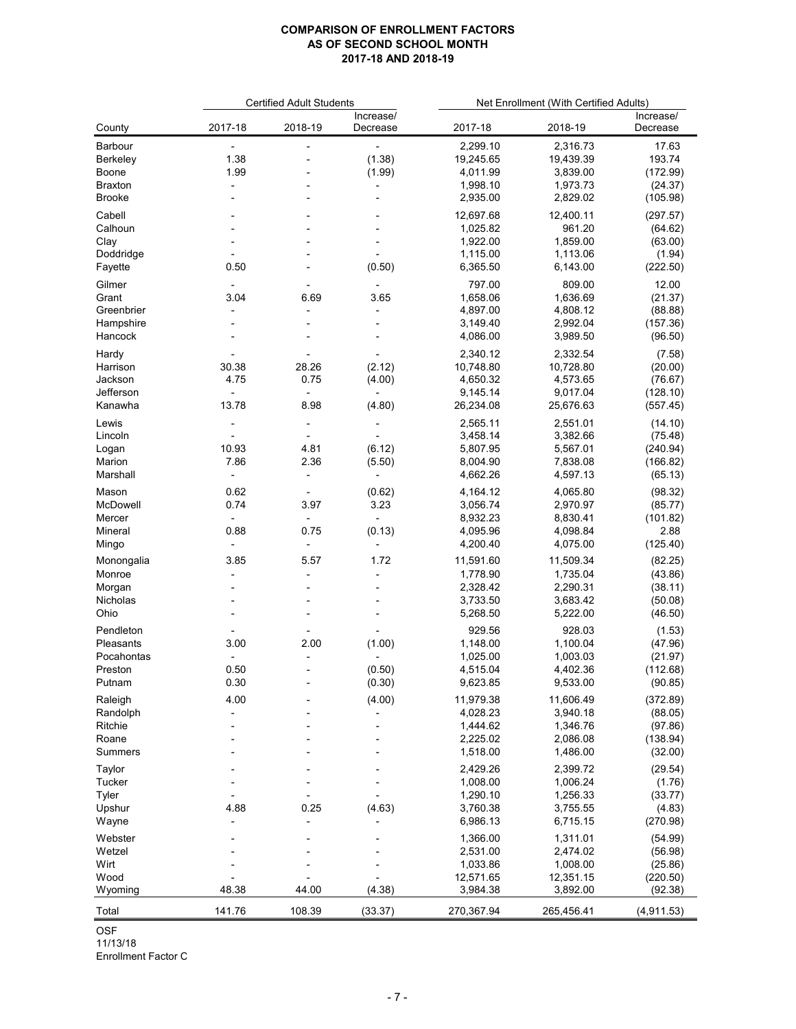**COMPARISON OF ENROLLMENT FACTORS**
**AS OF SECOND SCHOOL MONTH**
**2017-18 AND 2018-19**

| | Certified Adult Students | | | Net Enrollment (With Certified Adults) | | |
|---|---|---|---|---|---|---|
| County | 2017-18 | 2018-19 | Increase/ Decrease | 2017-18 | 2018-19 | Increase/ Decrease |
| Barbour | - | - | - | 2,299.10 | 2,316.73 | 17.63 |
| Berkeley | 1.38 | - | (1.38) | 19,245.65 | 19,439.39 | 193.74 |
| Boone | 1.99 | - | (1.99) | 4,011.99 | 3,839.00 | (172.99) |
| Braxton | - | - | - | 1,998.10 | 1,973.73 | (24.37) |
| Brooke | - | - | - | 2,935.00 | 2,829.02 | (105.98) |
| Cabell | - | - | - | 12,697.68 | 12,400.11 | (297.57) |
| Calhoun | - | - | - | 1,025.82 | 961.20 | (64.62) |
| Clay | - | - | - | 1,922.00 | 1,859.00 | (63.00) |
| Doddridge | - | - | - | 1,115.00 | 1,113.06 | (1.94) |
| Fayette | 0.50 | - | (0.50) | 6,365.50 | 6,143.00 | (222.50) |
| Gilmer | - | - | - | 797.00 | 809.00 | 12.00 |
| Grant | 3.04 | 6.69 | 3.65 | 1,658.06 | 1,636.69 | (21.37) |
| Greenbrier | - | - | - | 4,897.00 | 4,808.12 | (88.88) |
| Hampshire | - | - | - | 3,149.40 | 2,992.04 | (157.36) |
| Hancock | - | - | - | 4,086.00 | 3,989.50 | (96.50) |
| Hardy | - | - | - | 2,340.12 | 2,332.54 | (7.58) |
| Harrison | 30.38 | 28.26 | (2.12) | 10,748.80 | 10,728.80 | (20.00) |
| Jackson | 4.75 | 0.75 | (4.00) | 4,650.32 | 4,573.65 | (76.67) |
| Jefferson | - | - | - | 9,145.14 | 9,017.04 | (128.10) |
| Kanawha | 13.78 | 8.98 | (4.80) | 26,234.08 | 25,676.63 | (557.45) |
| Lewis | - | - | - | 2,565.11 | 2,551.01 | (14.10) |
| Lincoln | - | - | - | 3,458.14 | 3,382.66 | (75.48) |
| Logan | 10.93 | 4.81 | (6.12) | 5,807.95 | 5,567.01 | (240.94) |
| Marion | 7.86 | 2.36 | (5.50) | 8,004.90 | 7,838.08 | (166.82) |
| Marshall | - | - | - | 4,662.26 | 4,597.13 | (65.13) |
| Mason | 0.62 | - | (0.62) | 4,164.12 | 4,065.80 | (98.32) |
| McDowell | 0.74 | 3.97 | 3.23 | 3,056.74 | 2,970.97 | (85.77) |
| Mercer | - | - | - | 8,932.23 | 8,830.41 | (101.82) |
| Mineral | 0.88 | 0.75 | (0.13) | 4,095.96 | 4,098.84 | 2.88 |
| Mingo | - | - | - | 4,200.40 | 4,075.00 | (125.40) |
| Monongalia | 3.85 | 5.57 | 1.72 | 11,591.60 | 11,509.34 | (82.25) |
| Monroe | - | - | - | 1,778.90 | 1,735.04 | (43.86) |
| Morgan | - | - | - | 2,328.42 | 2,290.31 | (38.11) |
| Nicholas | - | - | - | 3,733.50 | 3,683.42 | (50.08) |
| Ohio | - | - | - | 5,268.50 | 5,222.00 | (46.50) |
| Pendleton | - | - | - | 929.56 | 928.03 | (1.53) |
| Pleasants | 3.00 | 2.00 | (1.00) | 1,148.00 | 1,100.04 | (47.96) |
| Pocahontas | - | - | - | 1,025.00 | 1,003.03 | (21.97) |
| Preston | 0.50 | - | (0.50) | 4,515.04 | 4,402.36 | (112.68) |
| Putnam | 0.30 | - | (0.30) | 9,623.85 | 9,533.00 | (90.85) |
| Raleigh | 4.00 | - | (4.00) | 11,979.38 | 11,606.49 | (372.89) |
| Randolph | - | - | - | 4,028.23 | 3,940.18 | (88.05) |
| Ritchie | - | - | - | 1,444.62 | 1,346.76 | (97.86) |
| Roane | - | - | - | 2,225.02 | 2,086.08 | (138.94) |
| Summers | - | - | - | 1,518.00 | 1,486.00 | (32.00) |
| Taylor | - | - | - | 2,429.26 | 2,399.72 | (29.54) |
| Tucker | - | - | - | 1,008.00 | 1,006.24 | (1.76) |
| Tyler | - | - | - | 1,290.10 | 1,256.33 | (33.77) |
| Upshur | 4.88 | 0.25 | (4.63) | 3,760.38 | 3,755.55 | (4.83) |
| Wayne | - | - | - | 6,986.13 | 6,715.15 | (270.98) |
| Webster | - | - | - | 1,366.00 | 1,311.01 | (54.99) |
| Wetzel | - | - | - | 2,531.00 | 2,474.02 | (56.98) |
| Wirt | - | - | - | 1,033.86 | 1,008.00 | (25.86) |
| Wood | - | - | - | 12,571.65 | 12,351.15 | (220.50) |
| Wyoming | 48.38 | 44.00 | (4.38) | 3,984.38 | 3,892.00 | (92.38) |
| Total | 141.76 | 108.39 | (33.37) | 270,367.94 | 265,456.41 | (4,911.53) |

OSF
11/13/18
Enrollment Factor C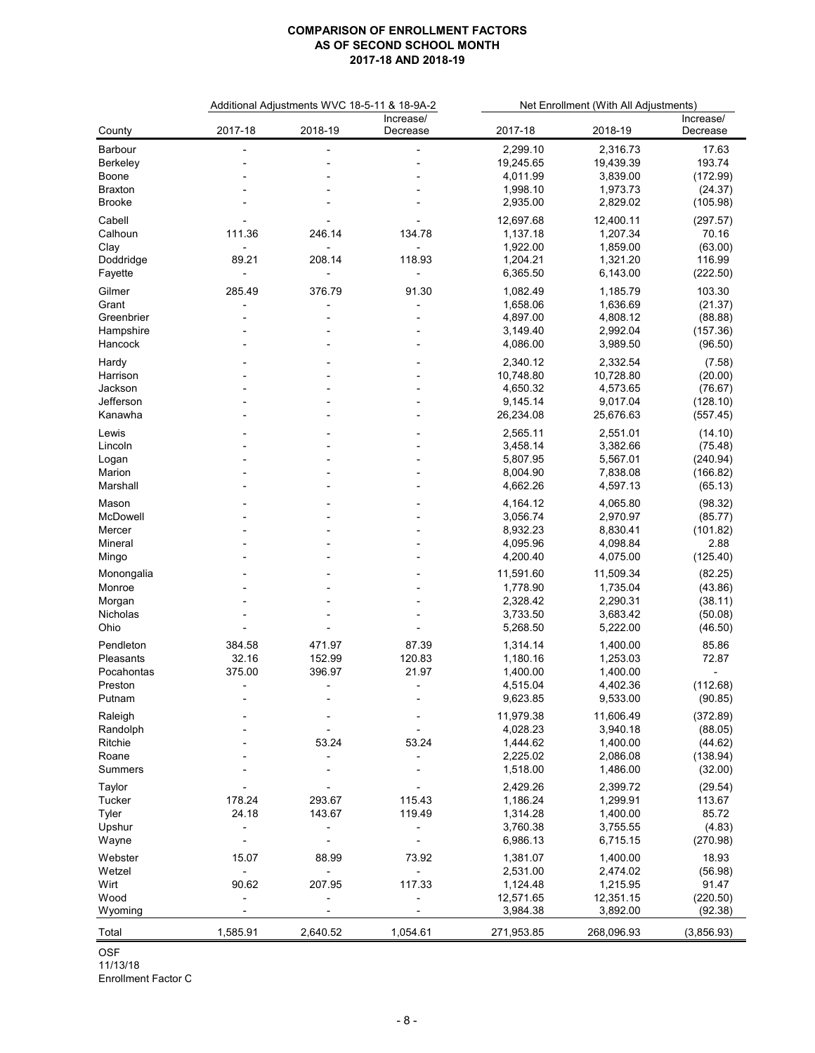**COMPARISON OF ENROLLMENT FACTORS**
**AS OF SECOND SCHOOL MONTH**
**2017-18 AND 2018-19**

| | Additional Adjustments WVC 18-5-11 & 18-9A-2 | | | Net Enrollment (With All Adjustments) | | |
|---|---|---|---|---|---|---|
| County | 2017-18 | 2018-19 | Increase/ Decrease | 2017-18 | 2018-19 | Increase/ Decrease |
| Barbour | - | - | - | 2,299.10 | 2,316.73 | 17.63 |
| Berkeley | - | - | - | 19,245.65 | 19,439.39 | 193.74 |
| Boone | - | - | - | 4,011.99 | 3,839.00 | (172.99) |
| Braxton | - | - | - | 1,998.10 | 1,973.73 | (24.37) |
| Brooke | - | - | - | 2,935.00 | 2,829.02 | (105.98) |
| Cabell | - | - | - | 12,697.68 | 12,400.11 | (297.57) |
| Calhoun | 111.36 | 246.14 | 134.78 | 1,137.18 | 1,207.34 | 70.16 |
| Clay | - | - | - | 1,922.00 | 1,859.00 | (63.00) |
| Doddridge | 89.21 | 208.14 | 118.93 | 1,204.21 | 1,321.20 | 116.99 |
| Fayette | - | - | - | 6,365.50 | 6,143.00 | (222.50) |
| Gilmer | 285.49 | 376.79 | 91.30 | 1,082.49 | 1,185.79 | 103.30 |
| Grant | - | - | - | 1,658.06 | 1,636.69 | (21.37) |
| Greenbrier | - | - | - | 4,897.00 | 4,808.12 | (88.88) |
| Hampshire | - | - | - | 3,149.40 | 2,992.04 | (157.36) |
| Hancock | - | - | - | 4,086.00 | 3,989.50 | (96.50) |
| Hardy | - | - | - | 2,340.12 | 2,332.54 | (7.58) |
| Harrison | - | - | - | 10,748.80 | 10,728.80 | (20.00) |
| Jackson | - | - | - | 4,650.32 | 4,573.65 | (76.67) |
| Jefferson | - | - | - | 9,145.14 | 9,017.04 | (128.10) |
| Kanawha | - | - | - | 26,234.08 | 25,676.63 | (557.45) |
| Lewis | - | - | - | 2,565.11 | 2,551.01 | (14.10) |
| Lincoln | - | - | - | 3,458.14 | 3,382.66 | (75.48) |
| Logan | - | - | - | 5,807.95 | 5,567.01 | (240.94) |
| Marion | - | - | - | 8,004.90 | 7,838.08 | (166.82) |
| Marshall | - | - | - | 4,662.26 | 4,597.13 | (65.13) |
| Mason | - | - | - | 4,164.12 | 4,065.80 | (98.32) |
| McDowell | - | - | - | 3,056.74 | 2,970.97 | (85.77) |
| Mercer | - | - | - | 8,932.23 | 8,830.41 | (101.82) |
| Mineral | - | - | - | 4,095.96 | 4,098.84 | 2.88 |
| Mingo | - | - | - | 4,200.40 | 4,075.00 | (125.40) |
| Monongalia | - | - | - | 11,591.60 | 11,509.34 | (82.25) |
| Monroe | - | - | - | 1,778.90 | 1,735.04 | (43.86) |
| Morgan | - | - | - | 2,328.42 | 2,290.31 | (38.11) |
| Nicholas | - | - | - | 3,733.50 | 3,683.42 | (50.08) |
| Ohio | - | - | - | 5,268.50 | 5,222.00 | (46.50) |
| Pendleton | 384.58 | 471.97 | 87.39 | 1,314.14 | 1,400.00 | 85.86 |
| Pleasants | 32.16 | 152.99 | 120.83 | 1,180.16 | 1,253.03 | 72.87 |
| Pocahontas | 375.00 | 396.97 | 21.97 | 1,400.00 | 1,400.00 | - |
| Preston | - | - | - | 4,515.04 | 4,402.36 | (112.68) |
| Putnam | - | - | - | 9,623.85 | 9,533.00 | (90.85) |
| Raleigh | - | - | - | 11,979.38 | 11,606.49 | (372.89) |
| Randolph | - | - | - | 4,028.23 | 3,940.18 | (88.05) |
| Ritchie | - | 53.24 | 53.24 | 1,444.62 | 1,400.00 | (44.62) |
| Roane | - | - | - | 2,225.02 | 2,086.08 | (138.94) |
| Summers | - | - | - | 1,518.00 | 1,486.00 | (32.00) |
| Taylor | - | - | - | 2,429.26 | 2,399.72 | (29.54) |
| Tucker | 178.24 | 293.67 | 115.43 | 1,186.24 | 1,299.91 | 113.67 |
| Tyler | 24.18 | 143.67 | 119.49 | 1,314.28 | 1,400.00 | 85.72 |
| Upshur | - | - | - | 3,760.38 | 3,755.55 | (4.83) |
| Wayne | - | - | - | 6,986.13 | 6,715.15 | (270.98) |
| Webster | 15.07 | 88.99 | 73.92 | 1,381.07 | 1,400.00 | 18.93 |
| Wetzel | - | - | - | 2,531.00 | 2,474.02 | (56.98) |
| Wirt | 90.62 | 207.95 | 117.33 | 1,124.48 | 1,215.95 | 91.47 |
| Wood | - | - | - | 12,571.65 | 12,351.15 | (220.50) |
| Wyoming | - | - | - | 3,984.38 | 3,892.00 | (92.38) |
| Total | 1,585.91 | 2,640.52 | 1,054.61 | 271,953.85 | 268,096.93 | (3,856.93) |

OSF
11/13/18
Enrollment Factor C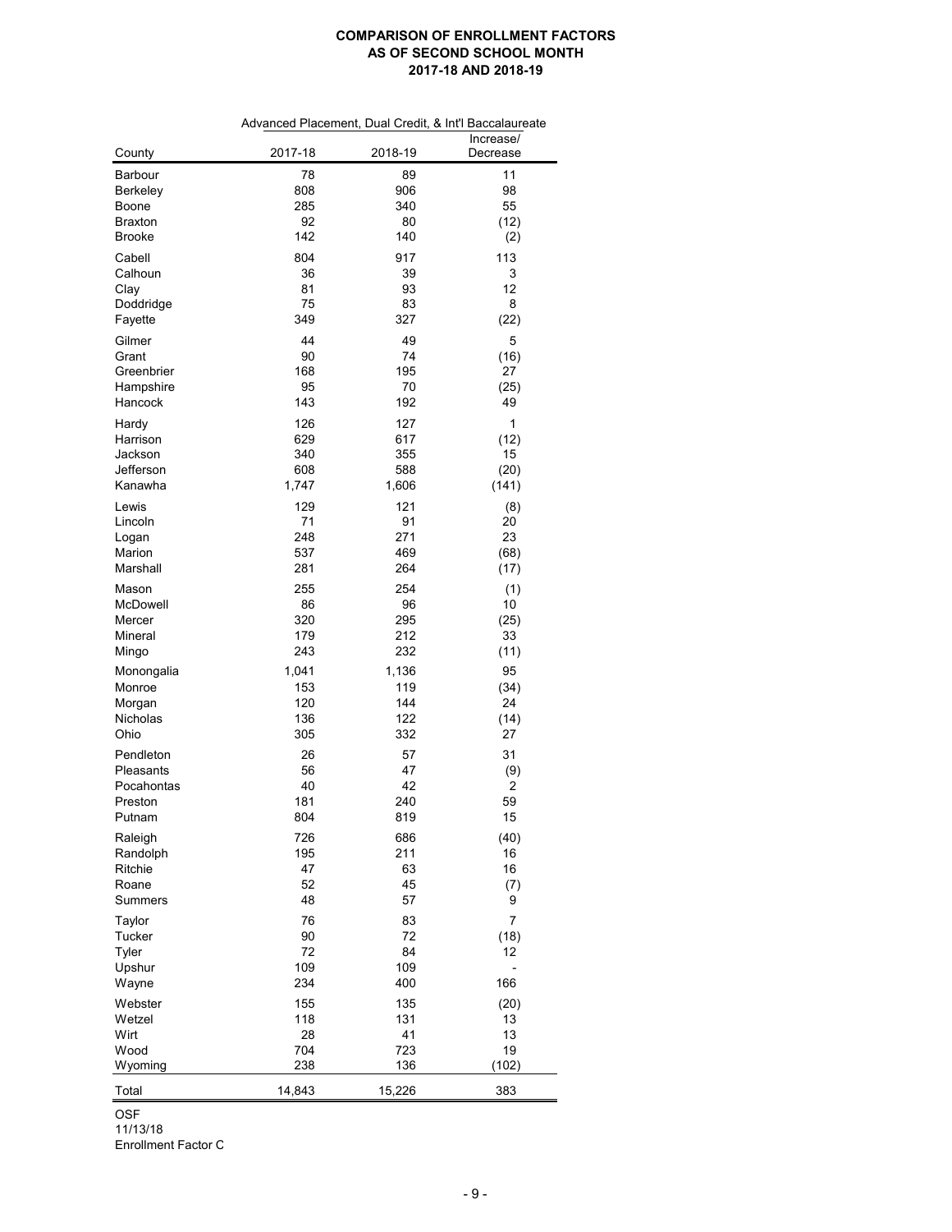# COMPARISON OF ENROLLMENT FACTORS
## AS OF SECOND SCHOOL MONTH
## 2017-18 AND 2018-19

| | Advanced Placement, Dual Credit, & Int'l Baccalaureate | | |
|---|---|---|---|
| County | 2017-18 | 2018-19 | Increase/ Decrease |
| Barbour | 78 | 89 | 11 |
| Berkeley | 808 | 906 | 98 |
| Boone | 285 | 340 | 55 |
| Braxton | 92 | 80 | (12) |
| Brooke | 142 | 140 | (2) |
| Cabell | 804 | 917 | 113 |
| Calhoun | 36 | 39 | 3 |
| Clay | 81 | 93 | 12 |
| Doddridge | 75 | 83 | 8 |
| Fayette | 349 | 327 | (22) |
| Gilmer | 44 | 49 | 5 |
| Grant | 90 | 74 | (16) |
| Greenbrier | 168 | 195 | 27 |
| Hampshire | 95 | 70 | (25) |
| Hancock | 143 | 192 | 49 |
| Hardy | 126 | 127 | 1 |
| Harrison | 629 | 617 | (12) |
| Jackson | 340 | 355 | 15 |
| Jefferson | 608 | 588 | (20) |
| Kanawha | 1,747 | 1,606 | (141) |
| Lewis | 129 | 121 | (8) |
| Lincoln | 71 | 91 | 20 |
| Logan | 248 | 271 | 23 |
| Marion | 537 | 469 | (68) |
| Marshall | 281 | 264 | (17) |
| Mason | 255 | 254 | (1) |
| McDowell | 86 | 96 | 10 |
| Mercer | 320 | 295 | (25) |
| Mineral | 179 | 212 | 33 |
| Mingo | 243 | 232 | (11) |
| Monongalia | 1,041 | 1,136 | 95 |
| Monroe | 153 | 119 | (34) |
| Morgan | 120 | 144 | 24 |
| Nicholas | 136 | 122 | (14) |
| Ohio | 305 | 332 | 27 |
| Pendleton | 26 | 57 | 31 |
| Pleasants | 56 | 47 | (9) |
| Pocahontas | 40 | 42 | 2 |
| Preston | 181 | 240 | 59 |
| Putnam | 804 | 819 | 15 |
| Raleigh | 726 | 686 | (40) |
| Randolph | 195 | 211 | 16 |
| Ritchie | 47 | 63 | 16 |
| Roane | 52 | 45 | (7) |
| Summers | 48 | 57 | 9 |
| Taylor | 76 | 83 | 7 |
| Tucker | 90 | 72 | (18) |
| Tyler | 72 | 84 | 12 |
| Upshur | 109 | 109 | - |
| Wayne | 234 | 400 | 166 |
| Webster | 155 | 135 | (20) |
| Wetzel | 118 | 131 | 13 |
| Wirt | 28 | 41 | 13 |
| Wood | 704 | 723 | 19 |
| Wyoming | 238 | 136 | (102) |
| Total | 14,843 | 15,226 | 383 |

OSF
11/13/18
Enrollment Factor C